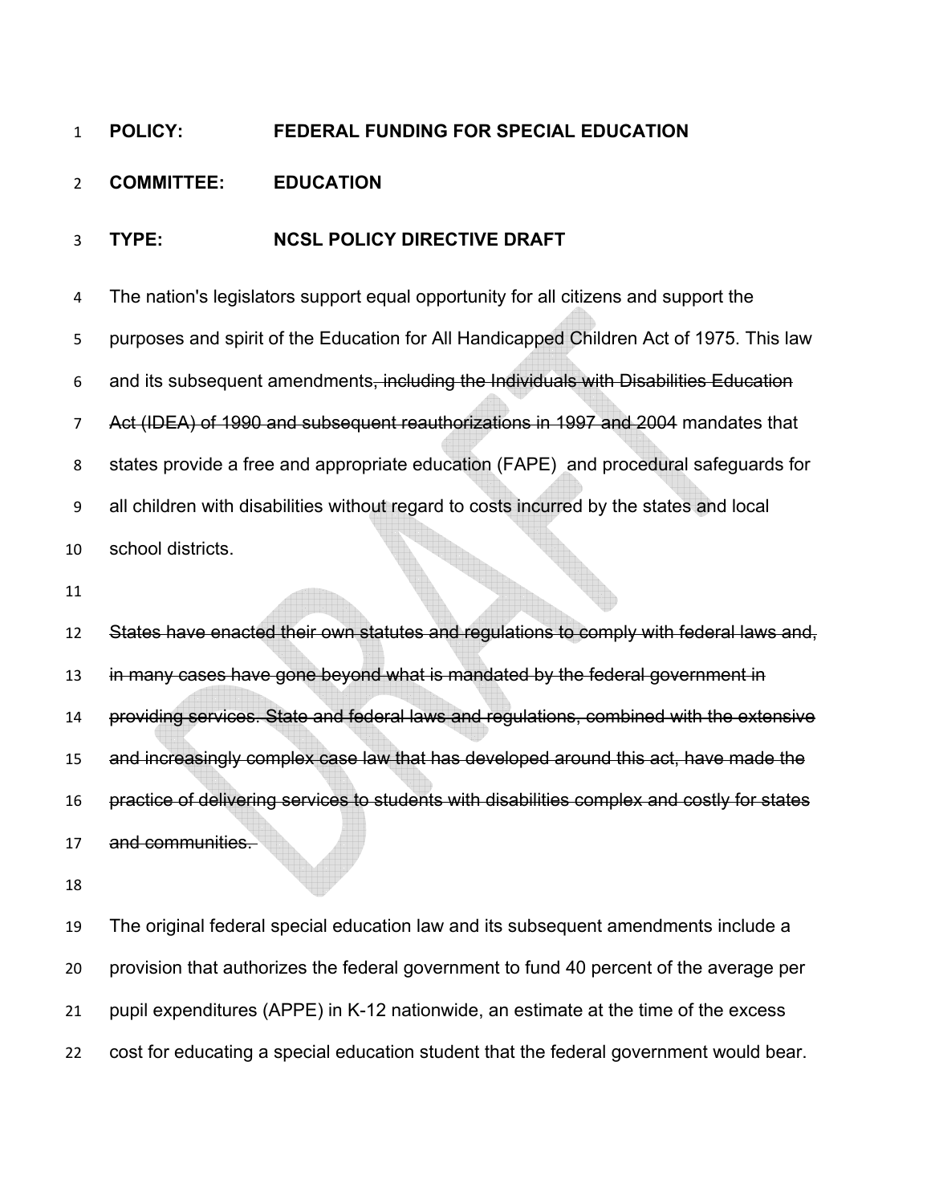**POLICY:** FEDERAL FUNDING FOR SPECIAL EDUCATION

**COMMITTEE:** EDUCATION

**TYPE:** NCSL POLICY DIRECTIVE DRAFT

The nation's legislators support equal opportunity for all citizens and support the purposes and spirit of the Education for All Handicapped Children Act of 1975. This law and its subsequent amendments~~, including the Individuals with Disabilities Education Act (IDEA) of 1990 and subsequent reauthorizations in 1997 and 2004~~ mandates that states provide a free and appropriate education (FAPE) and procedural safeguards for all children with disabilities without regard to costs incurred by the states and local school districts.

~~States have enacted their own statutes and regulations to comply with federal laws and, in many cases have gone beyond what is mandated by the federal government in providing services. State and federal laws and regulations, combined with the extensive and increasingly complex case law that has developed around this act, have made the practice of delivering services to students with disabilities complex and costly for states and communities.~~

The original federal special education law and its subsequent amendments include a provision that authorizes the federal government to fund 40 percent of the average per pupil expenditures (APPE) in K-12 nationwide, an estimate at the time of the excess cost for educating a special education student that the federal government would bear.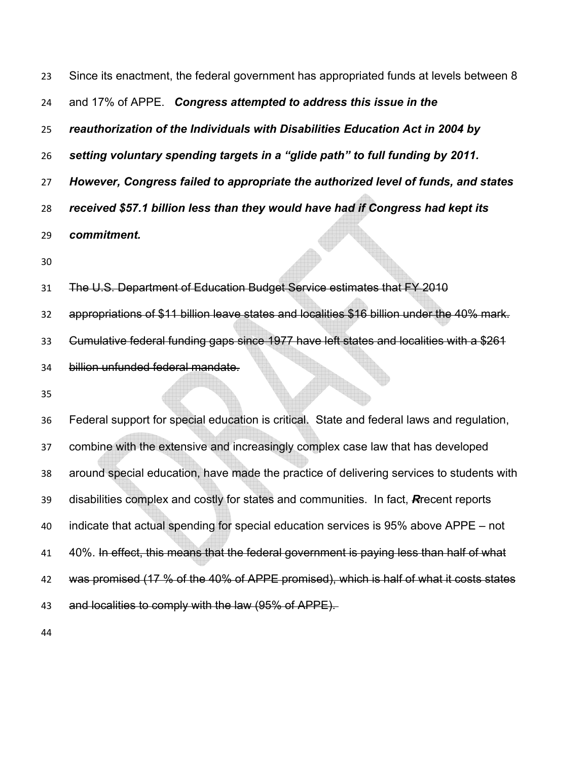Since its enactment, the federal government has appropriated funds at levels between 8 and 17% of APPE. ***Congress attempted to address this issue in the reauthorization of the Individuals with Disabilities Education Act in 2004 by setting voluntary spending targets in a "glide path" to full funding by 2011. However, Congress failed to appropriate the authorized level of funds, and states received $57.1 billion less than they would have had if Congress had kept its commitment.***

~~The U.S. Department of Education Budget Service estimates that FY 2010 appropriations of $11 billion leave states and localities $16 billion under the 40% mark. Cumulative federal funding gaps since 1977 have left states and localities with a $261 billion unfunded federal mandate.~~

Federal support for special education is critical. State and federal laws and regulation, combine with the extensive and increasingly complex case law that has developed around special education, have made the practice of delivering services to students with disabilities complex and costly for states and communities. In fact, ~~R~~recent reports indicate that actual spending for special education services is 95% above APPE – not 40%. ~~In effect, this means that the federal government is paying less than half of what was promised (17 % of the 40% of APPE promised), which is half of what it costs states and localities to comply with the law (95% of APPE).~~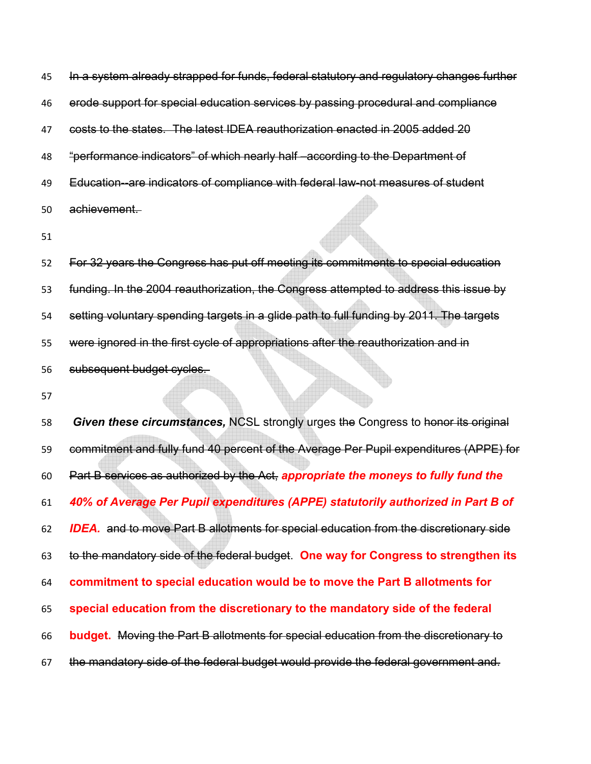~~In a system already strapped for funds, federal statutory and regulatory changes further erode support for special education services by passing procedural and compliance costs to the states. The latest IDEA reauthorization enacted in 2005 added 20 "performance indicators" of which nearly half –according to the Department of Education--are indicators of compliance with federal law-not measures of student achievement.~~

~~For 32 years the Congress has put off meeting its commitments to special education funding. In the 2004 reauthorization, the Congress attempted to address this issue by setting voluntary spending targets in a glide path to full funding by 2011. The targets were ignored in the first cycle of appropriations after the reauthorization and in subsequent budget cycles.~~

***Given these circumstances,*** NCSL strongly urges ~~the~~ Congress to ~~honor its original commitment and fully fund 40 percent of the Average Per Pupil expenditures (APPE) for Part B services as authorized by the Act,~~ ***appropriate the moneys to fully fund the 40% of Average Per Pupil expenditures (APPE) statutorily authorized in Part B of IDEA.*** ~~and to move Part B allotments for special education from the discretionary side to the mandatory side of the federal budget~~. **One way for Congress to strengthen its commitment to special education would be to move the Part B allotments for special education from the discretionary to the mandatory side of the federal budget.** ~~Moving the Part B allotments for special education from the discretionary to the mandatory side of the federal budget would provide the federal government and.~~